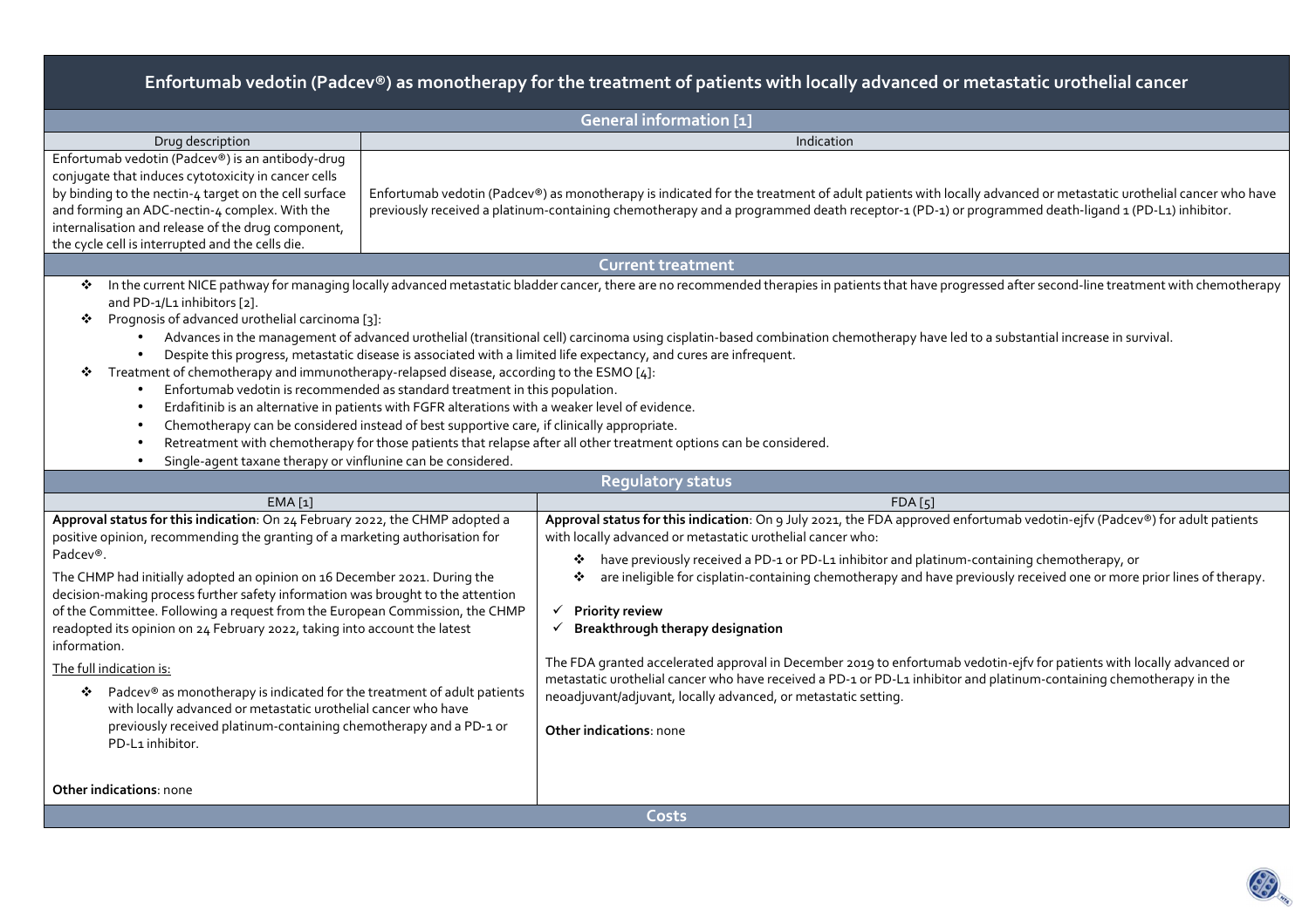# Enfortumab vedotin (Padcev®) as monotherapy for the treatment of patients with locally advanced or metastatic urothelial cancer

## General information [1]

| Drug description | Indication |
|---|---|
| Enfortumab vedotin (Padcev®) is an antibody-drug conjugate that induces cytotoxicity in cancer cells by binding to the nectin-4 target on the cell surface and forming an ADC-nectin-4 complex. With the internalisation and release of the drug component, the cycle cell is interrupted and the cells die. | Enfortumab vedotin (Padcev®) as monotherapy is indicated for the treatment of adult patients with locally advanced or metastatic urothelial cancer who have previously received a platinum-containing chemotherapy and a programmed death receptor-1 (PD-1) or programmed death-ligand 1 (PD-L1) inhibitor. |

## Current treatment

- In the current NICE pathway for managing locally advanced metastatic bladder cancer, there are no recommended therapies in patients that have progressed after second-line treatment with chemotherapy and PD-1/L1 inhibitors [2].
- Prognosis of advanced urothelial carcinoma [3]:
  - Advances in the management of advanced urothelial (transitional cell) carcinoma using cisplatin-based combination chemotherapy have led to a substantial increase in survival.
  - Despite this progress, metastatic disease is associated with a limited life expectancy, and cures are infrequent.
- Treatment of chemotherapy and immunotherapy-relapsed disease, according to the ESMO [4]:
  - Enfortumab vedotin is recommended as standard treatment in this population.
  - Erdafitinib is an alternative in patients with FGFR alterations with a weaker level of evidence.
  - Chemotherapy can be considered instead of best supportive care, if clinically appropriate.
  - Retreatment with chemotherapy for those patients that relapse after all other treatment options can be considered.
  - Single-agent taxane therapy or vinflunine can be considered.

## Regulatory status

### EMA [1]

**Approval status for this indication**: On 24 February 2022, the CHMP adopted a positive opinion, recommending the granting of a marketing authorisation for Padcev®.

The CHMP had initially adopted an opinion on 16 December 2021. During the decision-making process further safety information was brought to the attention of the Committee. Following a request from the European Commission, the CHMP readopted its opinion on 24 February 2022, taking into account the latest information.

The full indication is:

- Padcev® as monotherapy is indicated for the treatment of adult patients with locally advanced or metastatic urothelial cancer who have previously received platinum-containing chemotherapy and a PD-1 or PD-L1 inhibitor.

**Other indications**: none

### FDA [5]

**Approval status for this indication**: On 9 July 2021, the FDA approved enfortumab vedotin-ejfv (Padcev®) for adult patients with locally advanced or metastatic urothelial cancer who:

- have previously received a PD-1 or PD-L1 inhibitor and platinum-containing chemotherapy, or
- are ineligible for cisplatin-containing chemotherapy and have previously received one or more prior lines of therapy.

- ✓ **Priority review**
- ✓ **Breakthrough therapy designation**

The FDA granted accelerated approval in December 2019 to enfortumab vedotin-ejfv for patients with locally advanced or metastatic urothelial cancer who have received a PD-1 or PD-L1 inhibitor and platinum-containing chemotherapy in the neoadjuvant/adjuvant, locally advanced, or metastatic setting.

**Other indications**: none

## Costs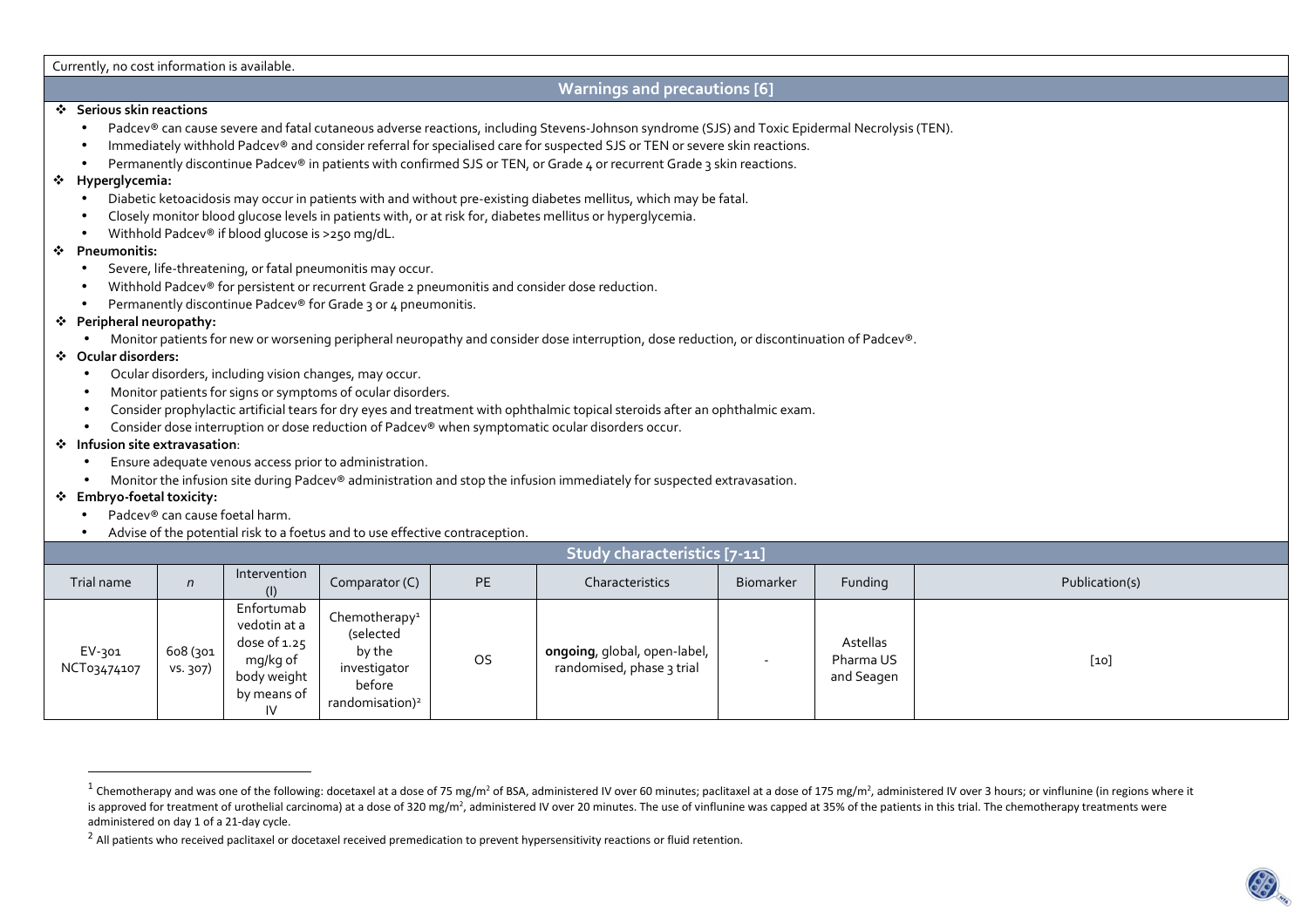Currently, no cost information is available.

## Warnings and precautions [6]

- **Serious skin reactions**
  - Padcev® can cause severe and fatal cutaneous adverse reactions, including Stevens-Johnson syndrome (SJS) and Toxic Epidermal Necrolysis (TEN).
  - Immediately withhold Padcev® and consider referral for specialised care for suspected SJS or TEN or severe skin reactions.
  - Permanently discontinue Padcev® in patients with confirmed SJS or TEN, or Grade 4 or recurrent Grade 3 skin reactions.
- **Hyperglycemia:**
  - Diabetic ketoacidosis may occur in patients with and without pre-existing diabetes mellitus, which may be fatal.
  - Closely monitor blood glucose levels in patients with, or at risk for, diabetes mellitus or hyperglycemia.
  - Withhold Padcev® if blood glucose is >250 mg/dL.
- **Pneumonitis:**
  - Severe, life-threatening, or fatal pneumonitis may occur.
  - Withhold Padcev® for persistent or recurrent Grade 2 pneumonitis and consider dose reduction.
  - Permanently discontinue Padcev® for Grade 3 or 4 pneumonitis.
- **Peripheral neuropathy:**
  - Monitor patients for new or worsening peripheral neuropathy and consider dose interruption, dose reduction, or discontinuation of Padcev®.
- **Ocular disorders:**
  - Ocular disorders, including vision changes, may occur.
  - Monitor patients for signs or symptoms of ocular disorders.
  - Consider prophylactic artificial tears for dry eyes and treatment with ophthalmic topical steroids after an ophthalmic exam.
  - Consider dose interruption or dose reduction of Padcev® when symptomatic ocular disorders occur.
- **Infusion site extravasation**:
  - Ensure adequate venous access prior to administration.
  - Monitor the infusion site during Padcev® administration and stop the infusion immediately for suspected extravasation.
- **Embryo-foetal toxicity:**
  - Padcev® can cause foetal harm.
  - Advise of the potential risk to a foetus and to use effective contraception.

## Study characteristics [7-11]

| Trial name | *n* | Intervention (I) | Comparator (C) | PE | Characteristics | Biomarker | Funding | Publication(s) |
|---|---|---|---|---|---|---|---|---|
| EV-301 NCT03474107 | 608 (301 vs. 307) | Enfortumab vedotin at a dose of 1.25 mg/kg of body weight by means of IV | Chemotherapy[1] (selected by the investigator before randomisation)[2] | OS | **ongoing**, global, open-label, randomised, phase 3 trial | - | Astellas Pharma US and Seagen | [10] |

[1] Chemotherapy and was one of the following: docetaxel at a dose of 75 mg/m$^2$ of BSA, administered IV over 60 minutes; paclitaxel at a dose of 175 mg/m$^2$, administered IV over 3 hours; or vinflunine (in regions where it is approved for treatment of urothelial carcinoma) at a dose of 320 mg/m$^2$, administered IV over 20 minutes. The use of vinflunine was capped at 35% of the patients in this trial. The chemotherapy treatments were administered on day 1 of a 21-day cycle.

[2] All patients who received paclitaxel or docetaxel received premedication to prevent hypersensitivity reactions or fluid retention.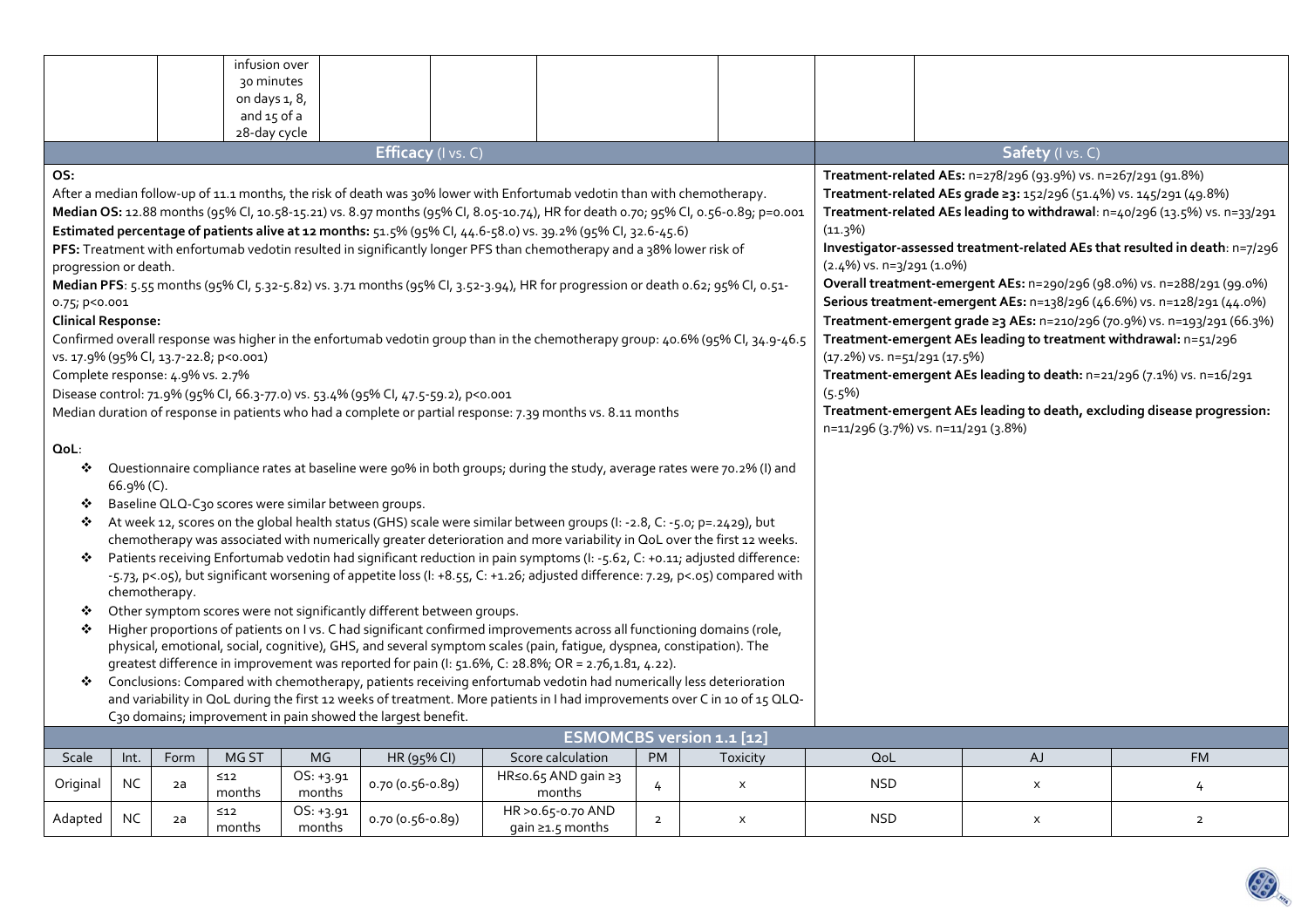| | | infusion over 30 minutes on days 1, 8, and 15 of a 28-day cycle | | | | | | |
|---|---|---|---|---|---|---|---|---|

## Efficacy (I vs. C)

**OS:**

After a median follow-up of 11.1 months, the risk of death was 30% lower with Enfortumab vedotin than with chemotherapy.

**Median OS:** 12.88 months (95% CI, 10.58-15.21) vs. 8.97 months (95% CI, 8.05-10.74), HR for death 0.70; 95% CI, 0.56-0.89; p=0.001

**Estimated percentage of patients alive at 12 months:** 51.5% (95% CI, 44.6-58.0) vs. 39.2% (95% CI, 32.6-45.6)

**PFS:** Treatment with enfortumab vedotin resulted in significantly longer PFS than chemotherapy and a 38% lower risk of progression or death.

**Median PFS**: 5.55 months (95% CI, 5.32-5.82) vs. 3.71 months (95% CI, 3.52-3.94), HR for progression or death 0.62; 95% CI, 0.51-0.75; p<0.001

**Clinical Response:**

Confirmed overall response was higher in the enfortumab vedotin group than in the chemotherapy group: 40.6% (95% CI, 34.9-46.5 vs. 17.9% (95% CI, 13.7-22.8; p<0.001)

Complete response: 4.9% vs. 2.7%

Disease control: 71.9% (95% CI, 66.3-77.0) vs. 53.4% (95% CI, 47.5-59.2), p<0.001

Median duration of response in patients who had a complete or partial response: 7.39 months vs. 8.11 months

**QoL**:

- Questionnaire compliance rates at baseline were 90% in both groups; during the study, average rates were 70.2% (I) and 66.9% (C).
- Baseline QLQ-C30 scores were similar between groups.
- At week 12, scores on the global health status (GHS) scale were similar between groups (I: -2.8, C: -5.0; p=.2429), but chemotherapy was associated with numerically greater deterioration and more variability in QoL over the first 12 weeks.
- Patients receiving Enfortumab vedotin had significant reduction in pain symptoms (I: -5.62, C: +0.11; adjusted difference: -5.73, p<.05), but significant worsening of appetite loss (I: +8.55, C: +1.26; adjusted difference: 7.29, p<.05) compared with chemotherapy.
- Other symptom scores were not significantly different between groups.
- Higher proportions of patients on I vs. C had significant confirmed improvements across all functioning domains (role, physical, emotional, social, cognitive), GHS, and several symptom scales (pain, fatigue, dyspnea, constipation). The greatest difference in improvement was reported for pain (I: 51.6%, C: 28.8%; OR = 2.76,1.81, 4.22).
- Conclusions: Compared with chemotherapy, patients receiving enfortumab vedotin had numerically less deterioration and variability in QoL during the first 12 weeks of treatment. More patients in I had improvements over C in 10 of 15 QLQ-C30 domains; improvement in pain showed the largest benefit.

## Safety (I vs. C)

**Treatment-related AEs:** n=278/296 (93.9%) vs. n=267/291 (91.8%)

**Treatment-related AEs grade ≥3:** 152/296 (51.4%) vs. 145/291 (49.8%)

**Treatment-related AEs leading to withdrawal**: n=40/296 (13.5%) vs. n=33/291 (11.3%)

**Investigator-assessed treatment-related AEs that resulted in death**: n=7/296 (2.4%) vs. n=3/291 (1.0%)

**Overall treatment-emergent AEs:** n=290/296 (98.0%) vs. n=288/291 (99.0%)

**Serious treatment-emergent AEs:** n=138/296 (46.6%) vs. n=128/291 (44.0%)

**Treatment-emergent grade ≥3 AEs:** n=210/296 (70.9%) vs. n=193/291 (66.3%)

**Treatment-emergent AEs leading to treatment withdrawal:** n=51/296 (17.2%) vs. n=51/291 (17.5%)

**Treatment-emergent AEs leading to death:** n=21/296 (7.1%) vs. n=16/291 (5.5%)

**Treatment-emergent AEs leading to death, excluding disease progression:** n=11/296 (3.7%) vs. n=11/291 (3.8%)

## ESMOMCBS version 1.1 [12]

| Scale | Int. | Form | MG ST | MG | HR (95% CI) | Score calculation | PM | Toxicity | QoL | AJ | FM |
|---|---|---|---|---|---|---|---|---|---|---|---|
| Original | NC | 2a | ≤12 months | OS: +3.91 months | 0.70 (0.56-0.89) | HR≤0.65 AND gain ≥3 months | 4 | x | NSD | x | 4 |
| Adapted | NC | 2a | ≤12 months | OS: +3.91 months | 0.70 (0.56-0.89) | HR >0.65-0.70 AND gain ≥1.5 months | 2 | x | NSD | x | 2 |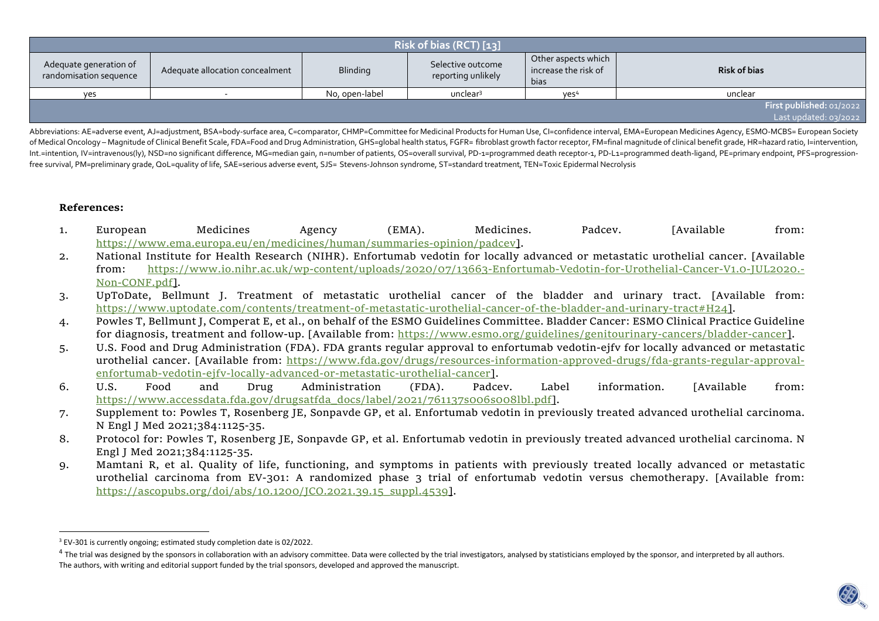| Risk of bias (RCT) [13] | | | | | |
|---|---|---|---|---|---|
| Adequate generation of randomisation sequence | Adequate allocation concealment | Blinding | Selective outcome reporting unlikely | Other aspects which increase the risk of bias | **Risk of bias** |
| yes | - | No, open-label | unclear[3] | yes[4] | unclear |
| | | | | | **First published:** 01/2022 Last updated: 03/2022 |

Abbreviations: AE=adverse event, AJ=adjustment, BSA=body-surface area, C=comparator, CHMP=Committee for Medicinal Products for Human Use, CI=confidence interval, EMA=European Medicines Agency, ESMO-MCBS= European Society of Medical Oncology – Magnitude of Clinical Benefit Scale, FDA=Food and Drug Administration, GHS=global health status, FGFR= fibroblast growth factor receptor, FM=final magnitude of clinical benefit grade, HR=hazard ratio, I=intervention, Int.=intention, IV=intravenous(ly), NSD=no significant difference, MG=median gain, n=number of patients, OS=overall survival, PD-1=programmed death receptor-1, PD-L1=programmed death-ligand, PE=primary endpoint, PFS=progression-free survival, PM=preliminary grade, QoL=quality of life, SAE=serious adverse event, SJS= Stevens-Johnson syndrome, ST=standard treatment, TEN=Toxic Epidermal Necrolysis

**References:**

1. European Medicines Agency (EMA). Medicines. Padcev. [Available from: https://www.ema.europa.eu/en/medicines/human/summaries-opinion/padcev].
2. National Institute for Health Research (NIHR). Enfortumab vedotin for locally advanced or metastatic urothelial cancer. [Available from: https://www.io.nihr.ac.uk/wp-content/uploads/2020/07/13663-Enfortumab-Vedotin-for-Urothelial-Cancer-V1.0-JUL2020.-Non-CONF.pdf].
3. UpToDate, Bellmunt J. Treatment of metastatic urothelial cancer of the bladder and urinary tract. [Available from: https://www.uptodate.com/contents/treatment-of-metastatic-urothelial-cancer-of-the-bladder-and-urinary-tract#H24].
4. Powles T, Bellmunt J, Comperat E, et al., on behalf of the ESMO Guidelines Committee. Bladder Cancer: ESMO Clinical Practice Guideline for diagnosis, treatment and follow-up. [Available from: https://www.esmo.org/guidelines/genitourinary-cancers/bladder-cancer].
5. U.S. Food and Drug Administration (FDA). FDA grants regular approval to enfortumab vedotin-ejfv for locally advanced or metastatic urothelial cancer. [Available from: https://www.fda.gov/drugs/resources-information-approved-drugs/fda-grants-regular-approval-enfortumab-vedotin-ejfv-locally-advanced-or-metastatic-urothelial-cancer].
6. U.S. Food and Drug Administration (FDA). Padcev. Label information. [Available from: https://www.accessdata.fda.gov/drugsatfda_docs/label/2021/761137s006s008lbl.pdf].
7. Supplement to: Powles T, Rosenberg JE, Sonpavde GP, et al. Enfortumab vedotin in previously treated advanced urothelial carcinoma. N Engl J Med 2021;384:1125-35.
8. Protocol for: Powles T, Rosenberg JE, Sonpavde GP, et al. Enfortumab vedotin in previously treated advanced urothelial carcinoma. N Engl J Med 2021;384:1125-35.
9. Mamtani R, et al. Quality of life, functioning, and symptoms in patients with previously treated locally advanced or metastatic urothelial carcinoma from EV-301: A randomized phase 3 trial of enfortumab vedotin versus chemotherapy. [Available from: https://ascopubs.org/doi/abs/10.1200/JCO.2021.39.15_suppl.4539].

---

[3] EV-301 is currently ongoing; estimated study completion date is 02/2022.

[4] The trial was designed by the sponsors in collaboration with an advisory committee. Data were collected by the trial investigators, analysed by statisticians employed by the sponsor, and interpreted by all authors. The authors, with writing and editorial support funded by the trial sponsors, developed and approved the manuscript.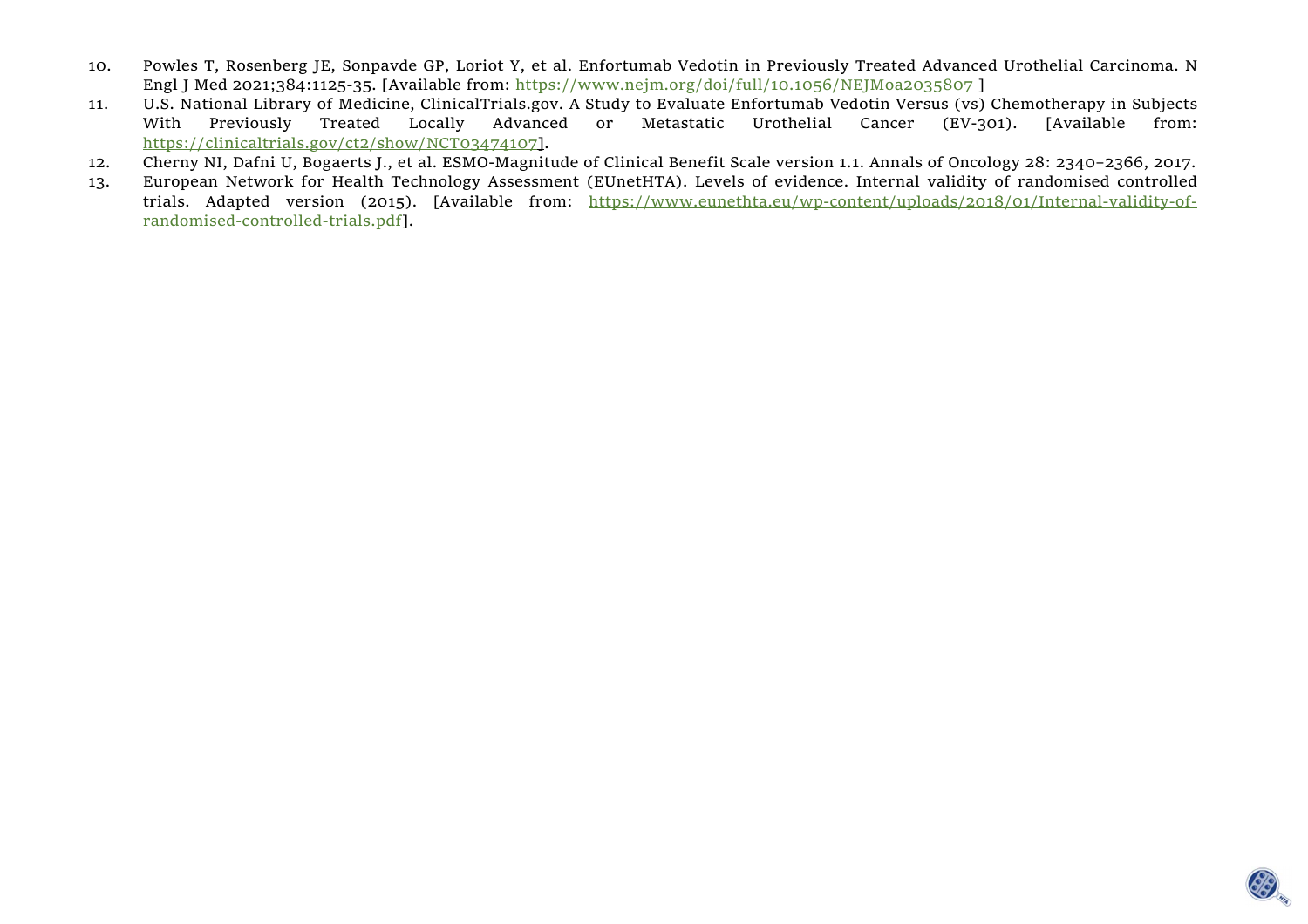10. Powles T, Rosenberg JE, Sonpavde GP, Loriot Y, et al. Enfortumab Vedotin in Previously Treated Advanced Urothelial Carcinoma. N Engl J Med 2021;384:1125-35. [Available from: https://www.nejm.org/doi/full/10.1056/NEJMoa2035807 ]
11. U.S. National Library of Medicine, ClinicalTrials.gov. A Study to Evaluate Enfortumab Vedotin Versus (vs) Chemotherapy in Subjects With Previously Treated Locally Advanced or Metastatic Urothelial Cancer (EV-301). [Available from: https://clinicaltrials.gov/ct2/show/NCT03474107].
12. Cherny NI, Dafni U, Bogaerts J., et al. ESMO-Magnitude of Clinical Benefit Scale version 1.1. Annals of Oncology 28: 2340–2366, 2017.
13. European Network for Health Technology Assessment (EUnetHTA). Levels of evidence. Internal validity of randomised controlled trials. Adapted version (2015). [Available from: https://www.eunethta.eu/wp-content/uploads/2018/01/Internal-validity-of-randomised-controlled-trials.pdf].